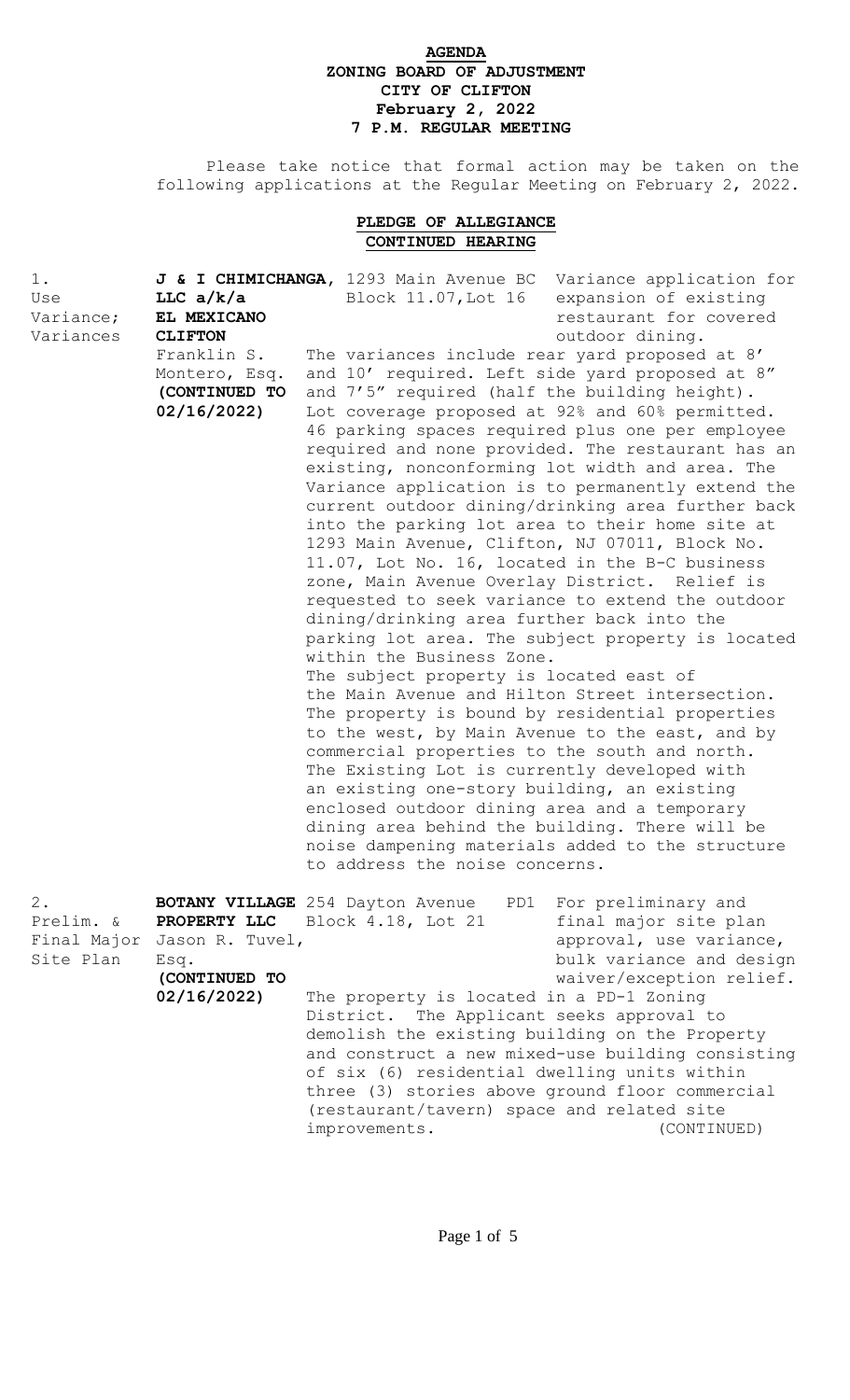# AGENDA
## ZONING BOARD OF ADJUSTMENT
## CITY OF CLIFTON
## February 2, 2022
## 7 P.M. REGULAR MEETING

Please take notice that formal action may be taken on the following applications at the Regular Meeting on February 2, 2022.

**PLEDGE OF ALLEGIANCE**

**CONTINUED HEARING**

1. Use Variance; Variances

**J & I CHIMICHANGA, LLC a/k/a EL MEXICANO CLIFTON**
Franklin S. Montero, Esq.
**(CONTINUED TO 02/16/2022)**

1293 Main Avenue BC
Block 11.07, Lot 16

Variance application for expansion of existing restaurant for covered outdoor dining.

The variances include rear yard proposed at 8' and 10' required. Left side yard proposed at 8" and 7'5" required (half the building height). Lot coverage proposed at 92% and 60% permitted. 46 parking spaces required plus one per employee required and none provided. The restaurant has an existing, nonconforming lot width and area. The Variance application is to permanently extend the current outdoor dining/drinking area further back into the parking lot area to their home site at 1293 Main Avenue, Clifton, NJ 07011, Block No. 11.07, Lot No. 16, located in the B-C business zone, Main Avenue Overlay District. Relief is requested to seek variance to extend the outdoor dining/drinking area further back into the parking lot area. The subject property is located within the Business Zone.

The subject property is located east of the Main Avenue and Hilton Street intersection. The property is bound by residential properties to the west, by Main Avenue to the east, and by commercial properties to the south and north. The Existing Lot is currently developed with an existing one-story building, an existing enclosed outdoor dining area and a temporary dining area behind the building. There will be noise dampening materials added to the structure to address the noise concerns.

2. Prelim. & Final Major Site Plan

**BOTANY VILLAGE PROPERTY LLC**
Jason R. Tuvel, Esq.
**(CONTINUED TO 02/16/2022)**

254 Dayton Avenue PD1
Block 4.18, Lot 21

For preliminary and final major site plan approval, use variance, bulk variance and design waiver/exception relief.

The property is located in a PD-1 Zoning District. The Applicant seeks approval to demolish the existing building on the Property and construct a new mixed-use building consisting of six (6) residential dwelling units within three (3) stories above ground floor commercial (restaurant/tavern) space and related site improvements. (CONTINUED)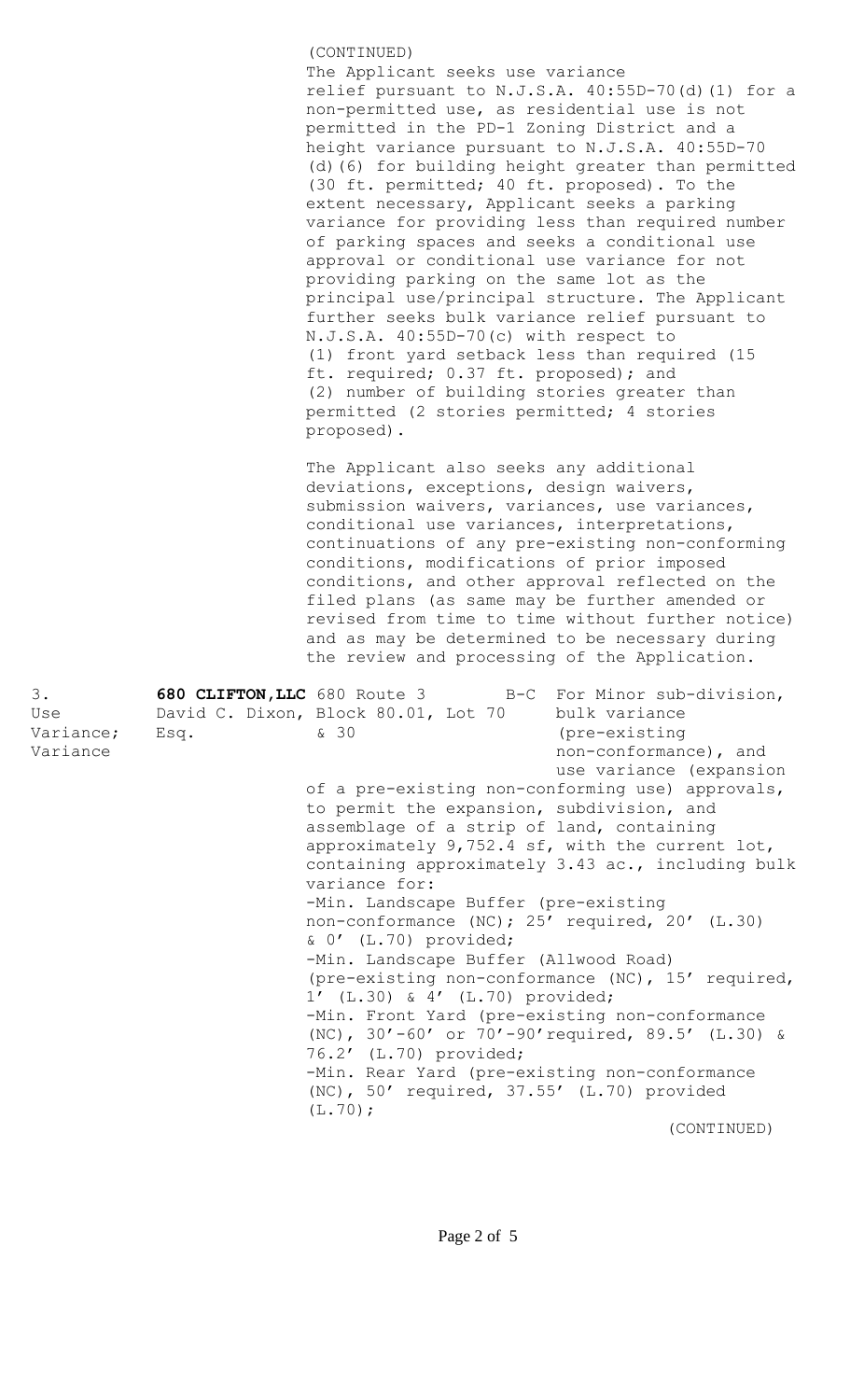(CONTINUED)

The Applicant seeks use variance relief pursuant to N.J.S.A. 40:55D-70(d)(1) for a non-permitted use, as residential use is not permitted in the PD-1 Zoning District and a height variance pursuant to N.J.S.A. 40:55D-70 (d)(6) for building height greater than permitted (30 ft. permitted; 40 ft. proposed). To the extent necessary, Applicant seeks a parking variance for providing less than required number of parking spaces and seeks a conditional use approval or conditional use variance for not providing parking on the same lot as the principal use/principal structure. The Applicant further seeks bulk variance relief pursuant to N.J.S.A. 40:55D-70(c) with respect to (1) front yard setback less than required (15 ft. required; 0.37 ft. proposed); and (2) number of building stories greater than permitted (2 stories permitted; 4 stories proposed).

The Applicant also seeks any additional deviations, exceptions, design waivers, submission waivers, variances, use variances, conditional use variances, interpretations, continuations of any pre-existing non-conforming conditions, modifications of prior imposed conditions, and other approval reflected on the filed plans (as same may be further amended or revised from time to time without further notice) and as may be determined to be necessary during the review and processing of the Application.

| | | | | |
|---|---|---|---|---|
| 3. Use Variance; Variance | **680 CLIFTON,LLC** David C. Dixon, Esq. | 680 Route 3 Block 80.01, Lot 70 & 30 | B-C | For Minor sub-division, bulk variance (pre-existing non-conformance), and use variance (expansion |

of a pre-existing non-conforming use) approvals, to permit the expansion, subdivision, and assemblage of a strip of land, containing approximately 9,752.4 sf, with the current lot, containing approximately 3.43 ac., including bulk variance for:

-Min. Landscape Buffer (pre-existing non-conformance (NC); 25' required, 20' (L.30) & 0' (L.70) provided;

-Min. Landscape Buffer (Allwood Road) (pre-existing non-conformance (NC), 15' required, 1' (L.30) & 4' (L.70) provided;

-Min. Front Yard (pre-existing non-conformance (NC), 30'-60' or 70'-90'required, 89.5' (L.30) & 76.2' (L.70) provided;

-Min. Rear Yard (pre-existing non-conformance (NC), 50' required, 37.55' (L.70) provided (L.70);

(CONTINUED)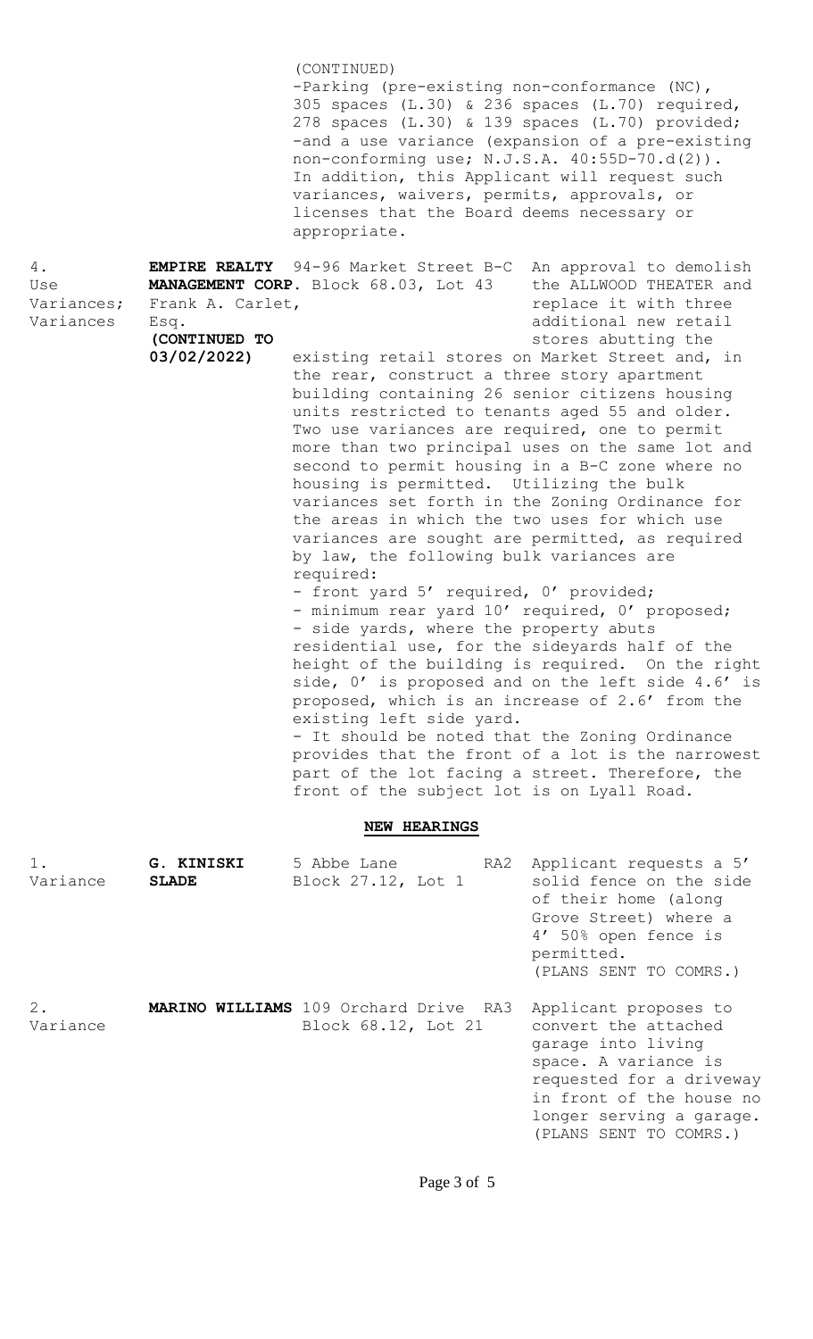(CONTINUED)
-Parking (pre-existing non-conformance (NC), 305 spaces (L.30) & 236 spaces (L.70) required, 278 spaces (L.30) & 139 spaces (L.70) provided;
-and a use variance (expansion of a pre-existing non-conforming use; N.J.S.A. 40:55D-70.d(2)).
In addition, this Applicant will request such variances, waivers, permits, approvals, or licenses that the Board deems necessary or appropriate.

| | | | | |
|---|---|---|---|---|
| 4. Use Variances; Variances | **EMPIRE REALTY MANAGEMENT CORP.** Frank A. Carlet, Esq. **(CONTINUED TO 03/02/2022)** | 94-96 Market Street Block 68.03, Lot 43 | B-C | An approval to demolish the ALLWOOD THEATER and replace it with three additional new retail stores abutting the existing retail stores on Market Street and, in the rear, construct a three story apartment building containing 26 senior citizens housing units restricted to tenants aged 55 and older. Two use variances are required, one to permit more than two principal uses on the same lot and second to permit housing in a B-C zone where no housing is permitted. Utilizing the bulk variances set forth in the Zoning Ordinance for the areas in which the two uses for which use variances are sought are permitted, as required by law, the following bulk variances are required:<br>- front yard 5' required, 0' provided;<br>- minimum rear yard 10' required, 0' proposed;<br>- side yards, where the property abuts residential use, for the sideyards half of the height of the building is required. On the right side, 0' is proposed and on the left side 4.6' is proposed, which is an increase of 2.6' from the existing left side yard.<br>- It should be noted that the Zoning Ordinance provides that the front of a lot is the narrowest part of the lot facing a street. Therefore, the front of the subject lot is on Lyall Road. |

## NEW HEARINGS

| | | | | |
|---|---|---|---|---|
| 1. Variance | **G. KINISKI SLADE** | 5 Abbe Lane Block 27.12, Lot 1 | RA2 | Applicant requests a 5' solid fence on the side of their home (along Grove Street) where a 4' 50% open fence is permitted. (PLANS SENT TO COMRS.) |
| 2. Variance | **MARINO WILLIAMS** | 109 Orchard Drive Block 68.12, Lot 21 | RA3 | Applicant proposes to convert the attached garage into living space. A variance is requested for a driveway in front of the house no longer serving a garage. (PLANS SENT TO COMRS.) |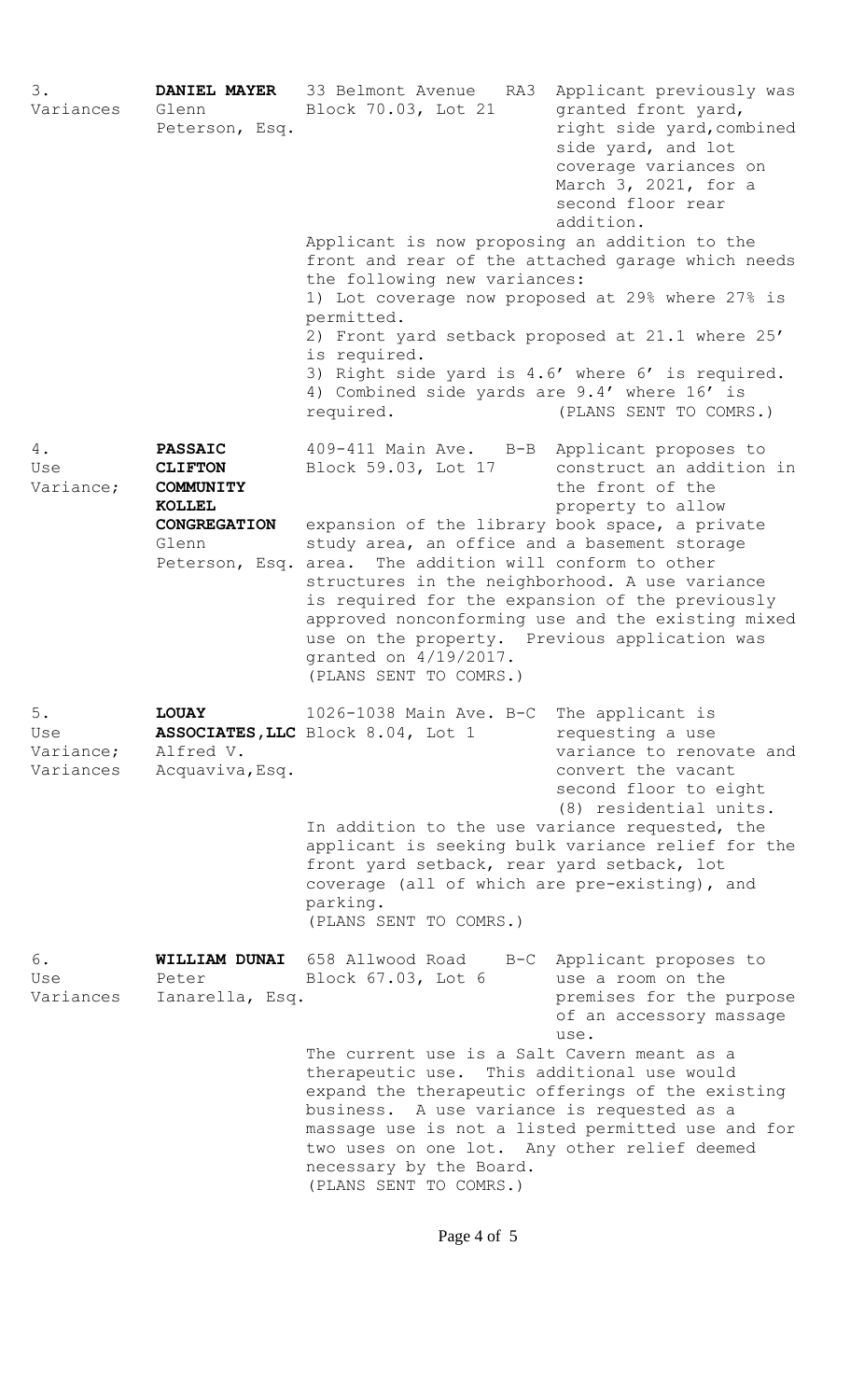3.
Variances

**DANIEL MAYER**
Glenn Peterson, Esq.

33 Belmont Avenue RA3
Block 70.03, Lot 21

Applicant previously was granted front yard, right side yard, combined side yard, and lot coverage variances on March 3, 2021, for a second floor rear addition.

Applicant is now proposing an addition to the front and rear of the attached garage which needs the following new variances:

1) Lot coverage now proposed at 29% where 27% is permitted.
2) Front yard setback proposed at 21.1 where 25' is required.
3) Right side yard is 4.6' where 6' is required.
4) Combined side yards are 9.4' where 16' is required. (PLANS SENT TO COMRS.)

4.
Use Variance;

**PASSAIC CLIFTON COMMUNITY KOLLEL CONGREGATION**
Glenn Peterson, Esq.

409-411 Main Ave. B-B
Block 59.03, Lot 17

Applicant proposes to construct an addition in the front of the property to allow expansion of the library book space, a private study area, an office and a basement storage area. The addition will conform to other structures in the neighborhood. A use variance is required for the expansion of the previously approved nonconforming use and the existing mixed use on the property. Previous application was granted on 4/19/2017.
(PLANS SENT TO COMRS.)

5.
Use Variance;
Variances

**LOUAY ASSOCIATES, LLC**
Alfred V. Acquaviva, Esq.

1026-1038 Main Ave. B-C
Block 8.04, Lot 1

The applicant is requesting a use variance to renovate and convert the vacant second floor to eight (8) residential units.

In addition to the use variance requested, the applicant is seeking bulk variance relief for the front yard setback, rear yard setback, lot coverage (all of which are pre-existing), and parking.
(PLANS SENT TO COMRS.)

6.
Use Variances

**WILLIAM DUNAI**
Peter Ianarella, Esq.

658 Allwood Road B-C
Block 67.03, Lot 6

Applicant proposes to use a room on the premises for the purpose of an accessory massage use.

The current use is a Salt Cavern meant as a therapeutic use. This additional use would expand the therapeutic offerings of the existing business. A use variance is requested as a massage use is not a listed permitted use and for two uses on one lot. Any other relief deemed necessary by the Board.
(PLANS SENT TO COMRS.)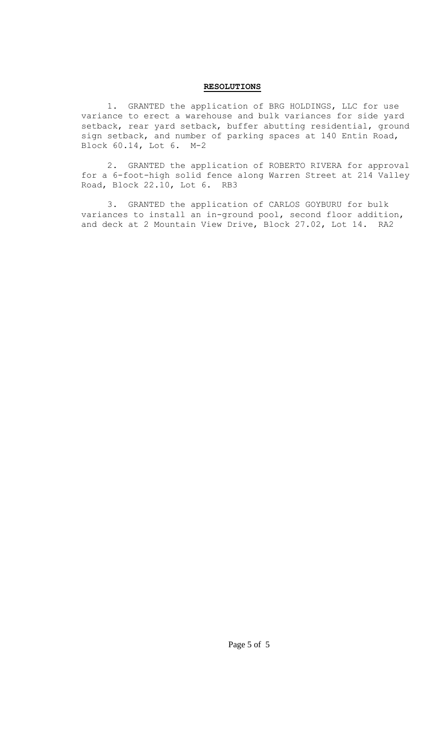## RESOLUTIONS

1. GRANTED the application of BRG HOLDINGS, LLC for use variance to erect a warehouse and bulk variances for side yard setback, rear yard setback, buffer abutting residential, ground sign setback, and number of parking spaces at 140 Entin Road, Block 60.14, Lot 6. M-2

2. GRANTED the application of ROBERTO RIVERA for approval for a 6-foot-high solid fence along Warren Street at 214 Valley Road, Block 22.10, Lot 6. RB3

3. GRANTED the application of CARLOS GOYBURU for bulk variances to install an in-ground pool, second floor addition, and deck at 2 Mountain View Drive, Block 27.02, Lot 14. RA2